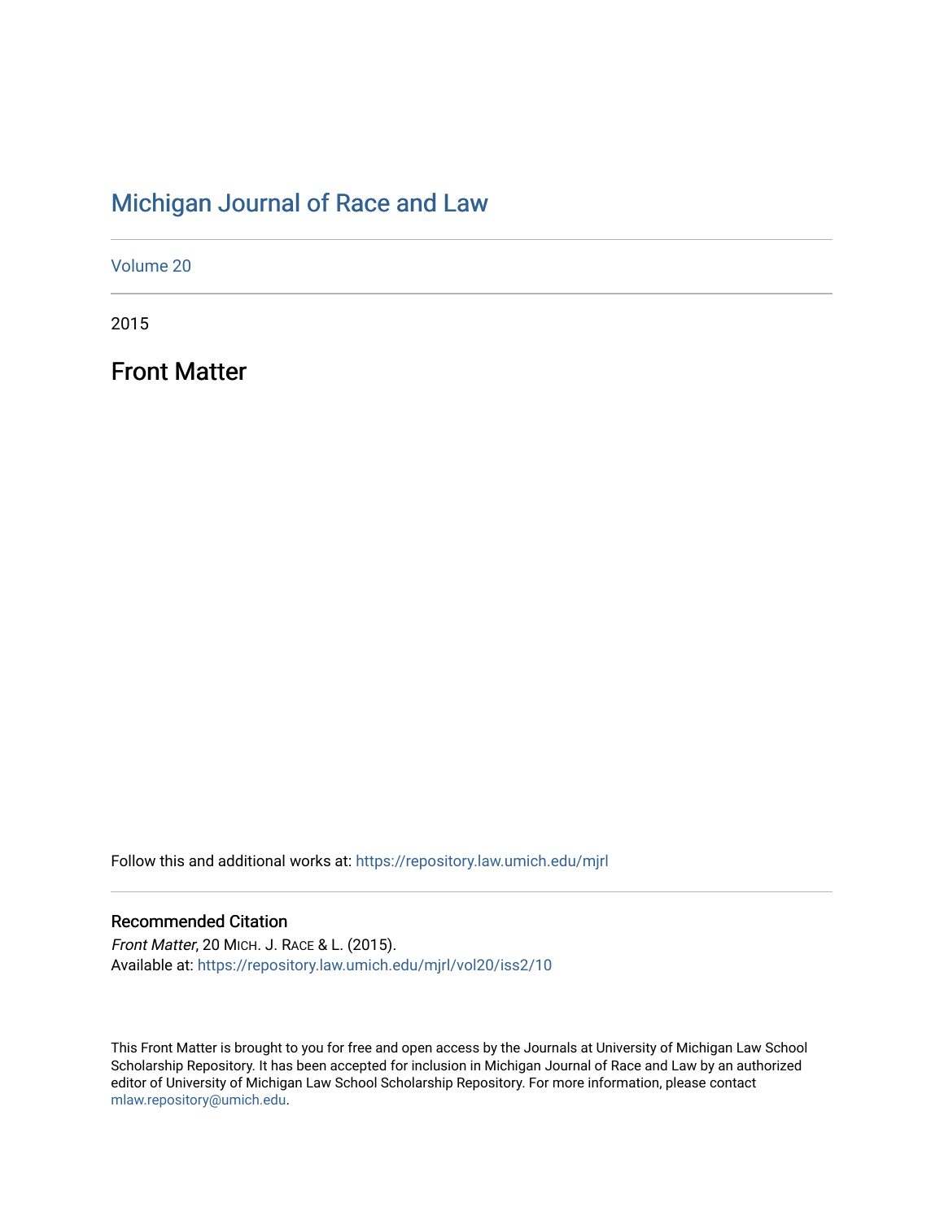# Michigan Journal of Race and Law

Volume 20

2015

## Front Matter

Follow this and additional works at: https://repository.law.umich.edu/mjrl

### Recommended Citation

*Front Matter*, 20 MICH. J. RACE & L. (2015).
Available at: https://repository.law.umich.edu/mjrl/vol20/iss2/10

This Front Matter is brought to you for free and open access by the Journals at University of Michigan Law School Scholarship Repository. It has been accepted for inclusion in Michigan Journal of Race and Law by an authorized editor of University of Michigan Law School Scholarship Repository. For more information, please contact mlaw.repository@umich.edu.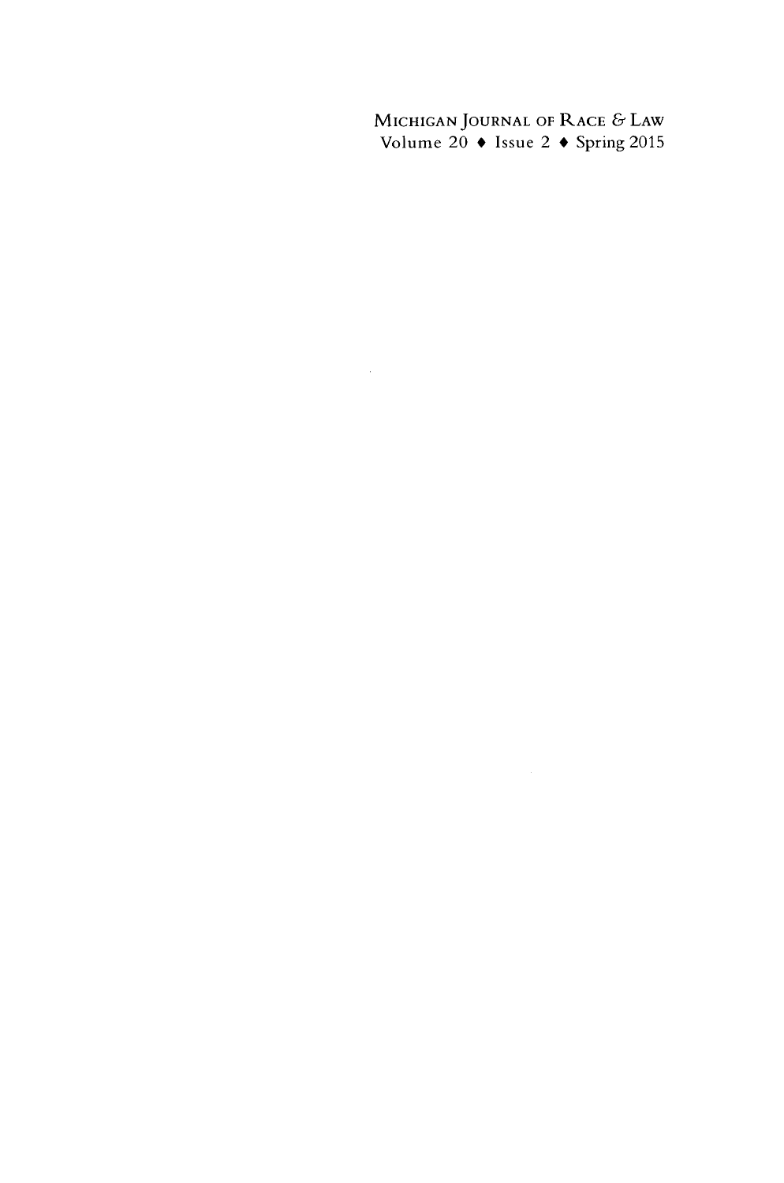MICHIGAN JOURNAL OF RACE & LAW
Volume 20 ♦ Issue 2 ♦ Spring 2015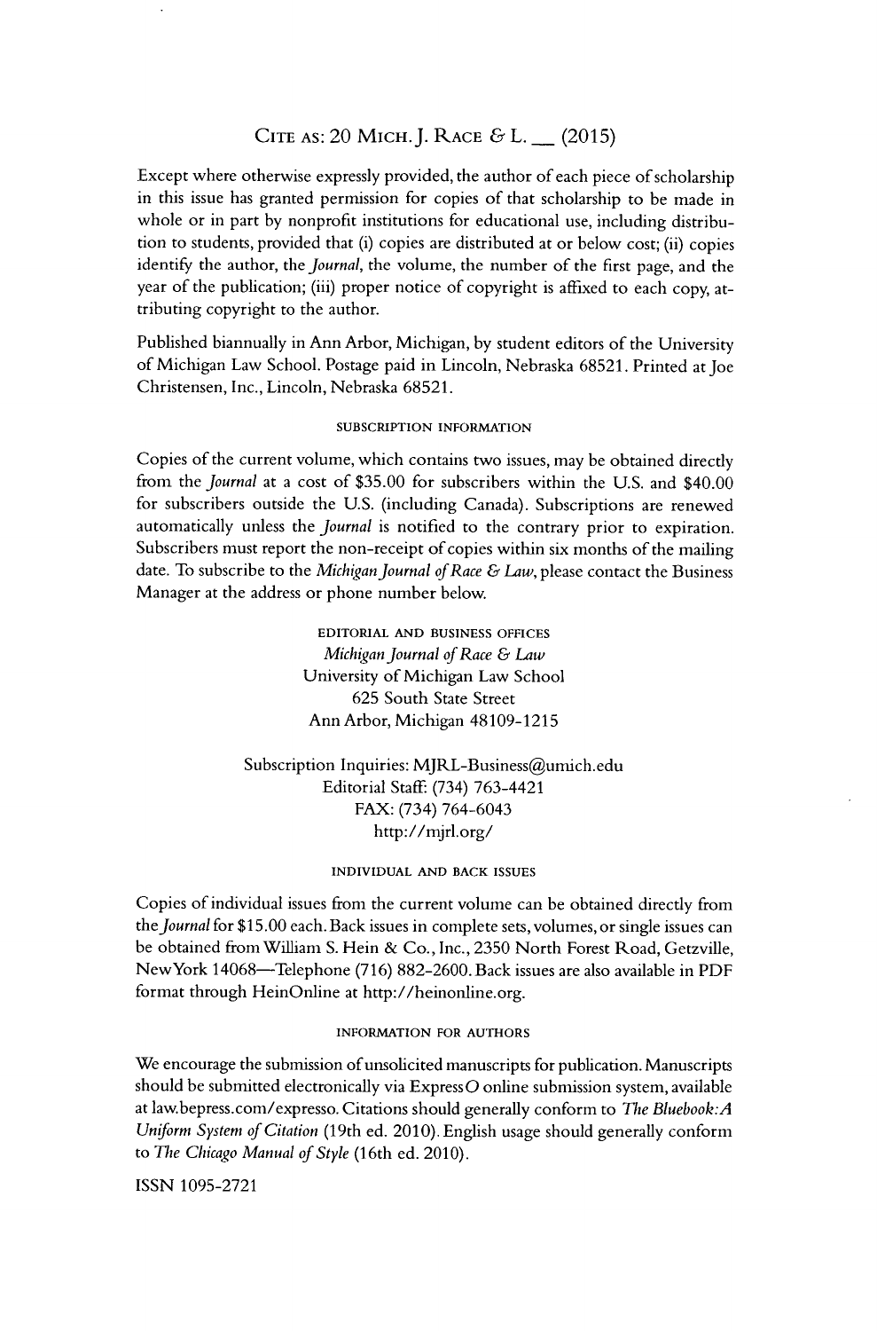CITE AS: 20 MICH. J. RACE & L. __ (2015)

Except where otherwise expressly provided, the author of each piece of scholarship in this issue has granted permission for copies of that scholarship to be made in whole or in part by nonprofit institutions for educational use, including distribution to students, provided that (i) copies are distributed at or below cost; (ii) copies identify the author, the *Journal*, the volume, the number of the first page, and the year of the publication; (iii) proper notice of copyright is affixed to each copy, attributing copyright to the author.

Published biannually in Ann Arbor, Michigan, by student editors of the University of Michigan Law School. Postage paid in Lincoln, Nebraska 68521. Printed at Joe Christensen, Inc., Lincoln, Nebraska 68521.

###### SUBSCRIPTION INFORMATION

Copies of the current volume, which contains two issues, may be obtained directly from the *Journal* at a cost of $35.00 for subscribers within the U.S. and $40.00 for subscribers outside the U.S. (including Canada). Subscriptions are renewed automatically unless the *Journal* is notified to the contrary prior to expiration. Subscribers must report the non-receipt of copies within six months of the mailing date. To subscribe to the *Michigan Journal of Race & Law*, please contact the Business Manager at the address or phone number below.

###### EDITORIAL AND BUSINESS OFFICES

*Michigan Journal of Race & Law*
University of Michigan Law School
625 South State Street
Ann Arbor, Michigan 48109-1215

Subscription Inquiries: MJRL-Business@umich.edu
Editorial Staff: (734) 763-4421
FAX: (734) 764-6043
http://mjrl.org/

###### INDIVIDUAL AND BACK ISSUES

Copies of individual issues from the current volume can be obtained directly from the *Journal* for $15.00 each. Back issues in complete sets, volumes, or single issues can be obtained from William S. Hein & Co., Inc., 2350 North Forest Road, Getzville, New York 14068—Telephone (716) 882-2600. Back issues are also available in PDF format through HeinOnline at http://heinonline.org.

###### INFORMATION FOR AUTHORS

We encourage the submission of unsolicited manuscripts for publication. Manuscripts should be submitted electronically via ExpressO online submission system, available at law.bepress.com/expresso. Citations should generally conform to *The Bluebook: A Uniform System of Citation* (19th ed. 2010). English usage should generally conform to *The Chicago Manual of Style* (16th ed. 2010).

ISSN 1095-2721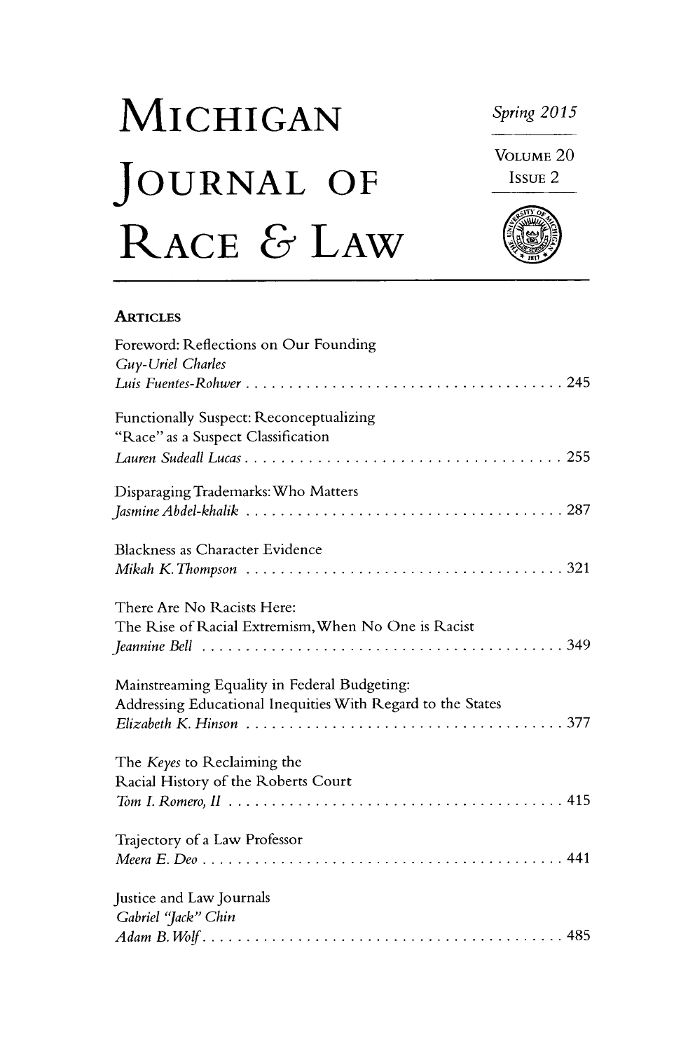# MICHIGAN JOURNAL OF RACE & LAW

*Spring 2015*

VOLUME 20
ISSUE 2

**ARTICLES**

Foreword: Reflections on Our Founding
*Guy-Uriel Charles*
*Luis Fuentes-Rohwer* . . . . . . . . . . . . . . . . . . . . . . . . . . . . . . . . . . . . . 245

Functionally Suspect: Reconceptualizing "Race" as a Suspect Classification
*Lauren Sudeall Lucas* . . . . . . . . . . . . . . . . . . . . . . . . . . . . . . . . . . . . 255

Disparaging Trademarks: Who Matters
*Jasmine Abdel-khalik* . . . . . . . . . . . . . . . . . . . . . . . . . . . . . . . . . . . . 287

Blackness as Character Evidence
*Mikah K. Thompson* . . . . . . . . . . . . . . . . . . . . . . . . . . . . . . . . . . . . 321

There Are No Racists Here:
The Rise of Racial Extremism, When No One is Racist
*Jeannine Bell* . . . . . . . . . . . . . . . . . . . . . . . . . . . . . . . . . . . . . . . . . 349

Mainstreaming Equality in Federal Budgeting:
Addressing Educational Inequities With Regard to the States
*Elizabeth K. Hinson* . . . . . . . . . . . . . . . . . . . . . . . . . . . . . . . . . . . . . 377

The *Keyes* to Reclaiming the
Racial History of the Roberts Court
*Tom I. Romero, II* . . . . . . . . . . . . . . . . . . . . . . . . . . . . . . . . . . . . . . 415

Trajectory of a Law Professor
*Meera E. Deo* . . . . . . . . . . . . . . . . . . . . . . . . . . . . . . . . . . . . . . . . . 441

Justice and Law Journals
*Gabriel "Jack" Chin*
*Adam B. Wolf* . . . . . . . . . . . . . . . . . . . . . . . . . . . . . . . . . . . . . . . . . 485